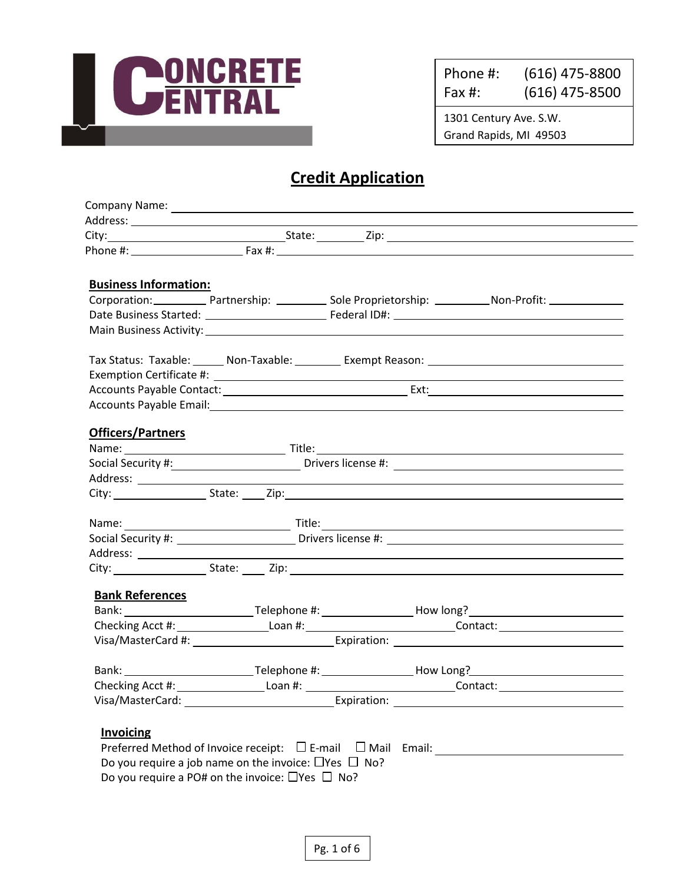**CONCRETE CENTRAL**

Phone #: (616) 475-8800
Fax #: (616) 475-8500

1301 Century Ave. S.W.
Grand Rapids, MI 49503

# Credit Application

Company Name: ______________________________
Address: ______________________________
City: ____________ State: ______ Zip: ____________
Phone #: ____________ Fax #: ____________

## Business Information:

Corporation: ________ Partnership: ________ Sole Proprietorship: ________ Non-Profit: ________
Date Business Started: ____________ Federal ID#: ____________
Main Business Activity: ______________________________

Tax Status: Taxable: _____ Non-Taxable: _______ Exempt Reason: ____________
Exemption Certificate #: ______________________________
Accounts Payable Contact: ____________ Ext: ____________
Accounts Payable Email: ______________________________

## Officers/Partners

Name: ____________ Title: ____________
Social Security #: ____________ Drivers license #: ____________
Address: ______________________________
City: ____________ State: ____ Zip: ____________

Name: ____________ Title: ____________
Social Security #: ____________ Drivers license #: ____________
Address: ______________________________
City: ____________ State: ____ Zip: ____________

## Bank References

Bank: ____________ Telephone #: ____________ How long? ____________
Checking Acct #: ____________ Loan #: ____________ Contact: ____________
Visa/MasterCard #: ____________ Expiration: ____________

Bank: ____________ Telephone #: ____________ How Long? ____________
Checking Acct #: ____________ Loan #: ____________ Contact: ____________
Visa/MasterCard: ____________ Expiration: ____________

## Invoicing

Preferred Method of Invoice receipt: ☐ E-mail ☐ Mail Email: ____________
Do you require a job name on the invoice: ☐Yes ☐ No?
Do you require a PO# on the invoice: ☐Yes ☐ No?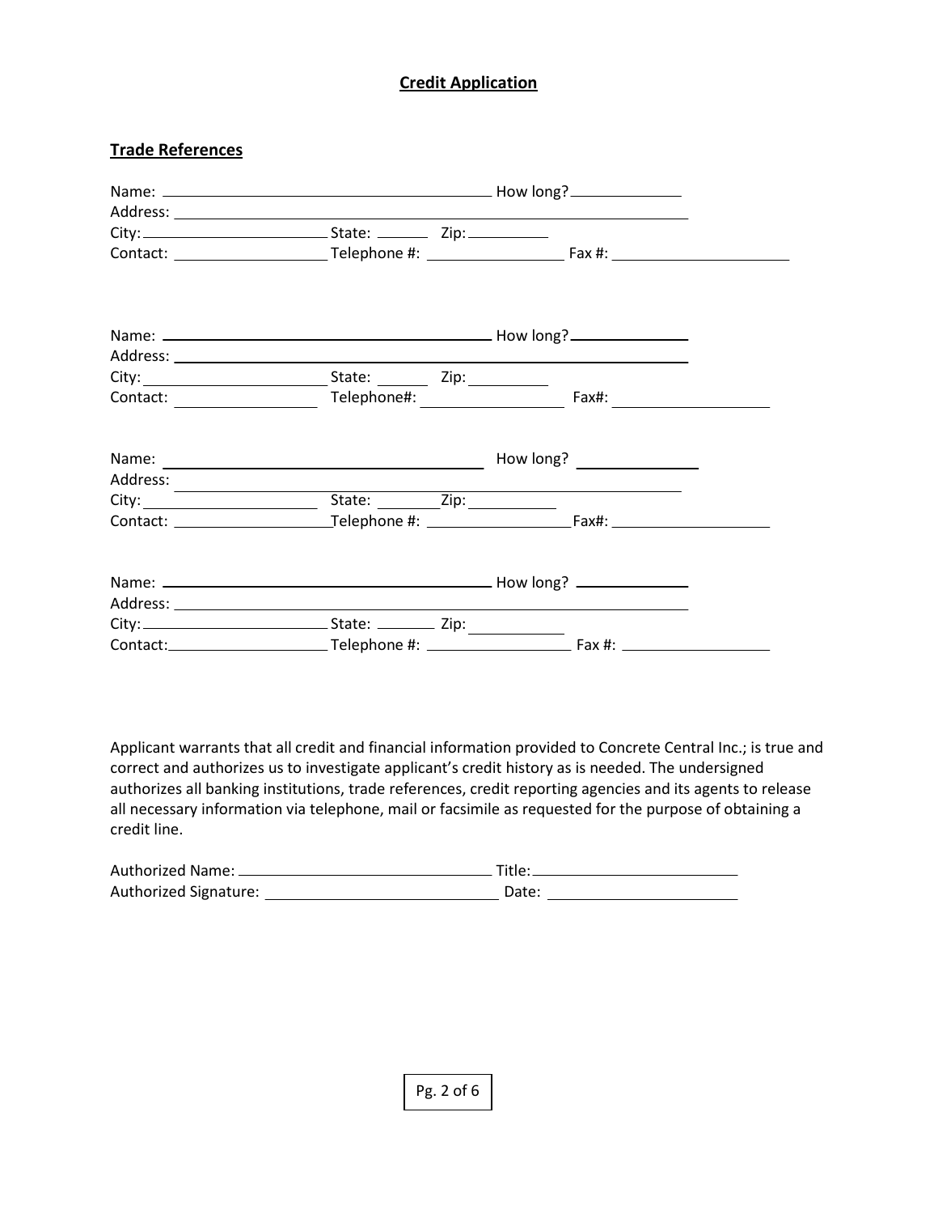## Credit Application

### Trade References

Name: ________________________________ How long? __________
Address: ______________________________________________
City: ________________ State: ______ Zip: ________
Contact: ______________ Telephone #: ______________ Fax #: ________________

Name: ________________________________ How long? __________
Address: ______________________________________________
City: ________________ State: ______ Zip: ________
Contact: ______________ Telephone#: ______________ Fax#: ________________

Name: ________________________________ How long? __________
Address: ______________________________________________
City: ________________ State: ______ Zip: ________
Contact: ______________ Telephone #: ______________ Fax#: ________________

Name: ________________________________ How long? __________
Address: ______________________________________________
City: ________________ State: ______ Zip: ________
Contact: ______________ Telephone #: ______________ Fax #: ________________

Applicant warrants that all credit and financial information provided to Concrete Central Inc.; is true and correct and authorizes us to investigate applicant's credit history as is needed. The undersigned authorizes all banking institutions, trade references, credit reporting agencies and its agents to release all necessary information via telephone, mail or facsimile as requested for the purpose of obtaining a credit line.

Authorized Name: ________________________ Title: ____________________
Authorized Signature: ______________________ Date: ____________________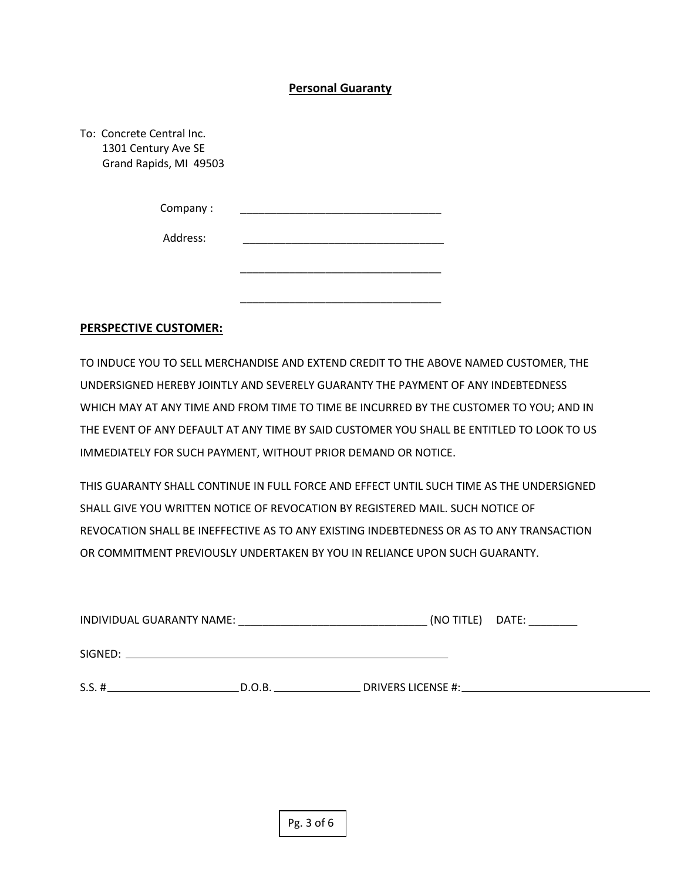**Personal Guaranty**

To: Concrete Central Inc.
1301 Century Ave SE
Grand Rapids, MI 49503

Company : ___________________________________

Address: ___________________________________

___________________________________

___________________________________

**PERSPECTIVE CUSTOMER:**

TO INDUCE YOU TO SELL MERCHANDISE AND EXTEND CREDIT TO THE ABOVE NAMED CUSTOMER, THE UNDERSIGNED HEREBY JOINTLY AND SEVERELY GUARANTY THE PAYMENT OF ANY INDEBTEDNESS WHICH MAY AT ANY TIME AND FROM TIME TO TIME BE INCURRED BY THE CUSTOMER TO YOU; AND IN THE EVENT OF ANY DEFAULT AT ANY TIME BY SAID CUSTOMER YOU SHALL BE ENTITLED TO LOOK TO US IMMEDIATELY FOR SUCH PAYMENT, WITHOUT PRIOR DEMAND OR NOTICE.

THIS GUARANTY SHALL CONTINUE IN FULL FORCE AND EFFECT UNTIL SUCH TIME AS THE UNDERSIGNED SHALL GIVE YOU WRITTEN NOTICE OF REVOCATION BY REGISTERED MAIL. SUCH NOTICE OF REVOCATION SHALL BE INEFFECTIVE AS TO ANY EXISTING INDEBTEDNESS OR AS TO ANY TRANSACTION OR COMMITMENT PREVIOUSLY UNDERTAKEN BY YOU IN RELIANCE UPON SUCH GUARANTY.

INDIVIDUAL GUARANTY NAME: _________________________________ (NO TITLE) DATE: ________

SIGNED: ___________________________________________________________

S.S. # ______________________ D.O.B. _______________ DRIVERS LICENSE #: _________________________________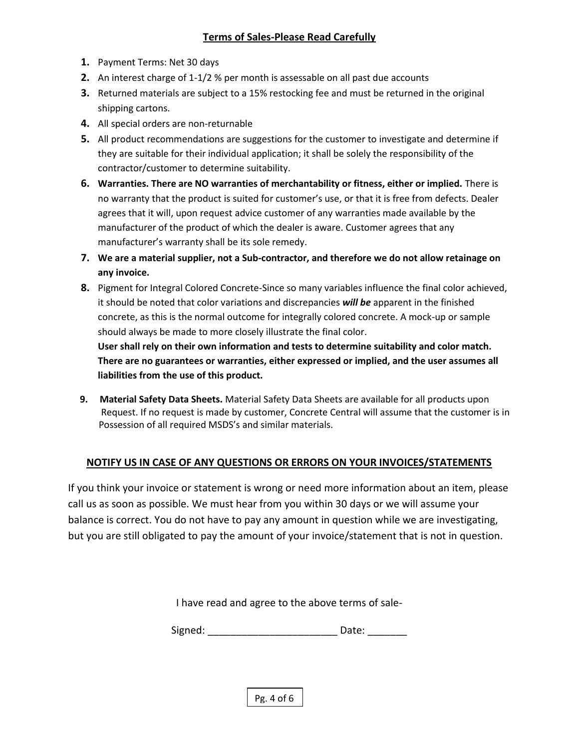## **Terms of Sales-Please Read Carefully**

1. Payment Terms: Net 30 days
2. An interest charge of 1-1/2 % per month is assessable on all past due accounts
3. Returned materials are subject to a 15% restocking fee and must be returned in the original shipping cartons.
4. All special orders are non-returnable
5. All product recommendations are suggestions for the customer to investigate and determine if they are suitable for their individual application; it shall be solely the responsibility of the contractor/customer to determine suitability.
6. **Warranties. There are NO warranties of merchantability or fitness, either or implied.** There is no warranty that the product is suited for customer's use, or that it is free from defects. Dealer agrees that it will, upon request advice customer of any warranties made available by the manufacturer of the product of which the dealer is aware. Customer agrees that any manufacturer's warranty shall be its sole remedy.
7. **We are a material supplier, not a Sub-contractor, and therefore we do not allow retainage on any invoice.**
8. Pigment for Integral Colored Concrete-Since so many variables influence the final color achieved, it should be noted that color variations and discrepancies ***will be*** apparent in the finished concrete, as this is the normal outcome for integrally colored concrete. A mock-up or sample should always be made to more closely illustrate the final color.
   **User shall rely on their own information and tests to determine suitability and color match. There are no guarantees or warranties, either expressed or implied, and the user assumes all liabilities from the use of this product.**
9. **Material Safety Data Sheets.** Material Safety Data Sheets are available for all products upon Request. If no request is made by customer, Concrete Central will assume that the customer is in Possession of all required MSDS's and similar materials.

## **NOTIFY US IN CASE OF ANY QUESTIONS OR ERRORS ON YOUR INVOICES/STATEMENTS**

If you think your invoice or statement is wrong or need more information about an item, please call us as soon as possible. We must hear from you within 30 days or we will assume your balance is correct. You do not have to pay any amount in question while we are investigating, but you are still obligated to pay the amount of your invoice/statement that is not in question.

I have read and agree to the above terms of sale-

Signed: ______________________ Date: _______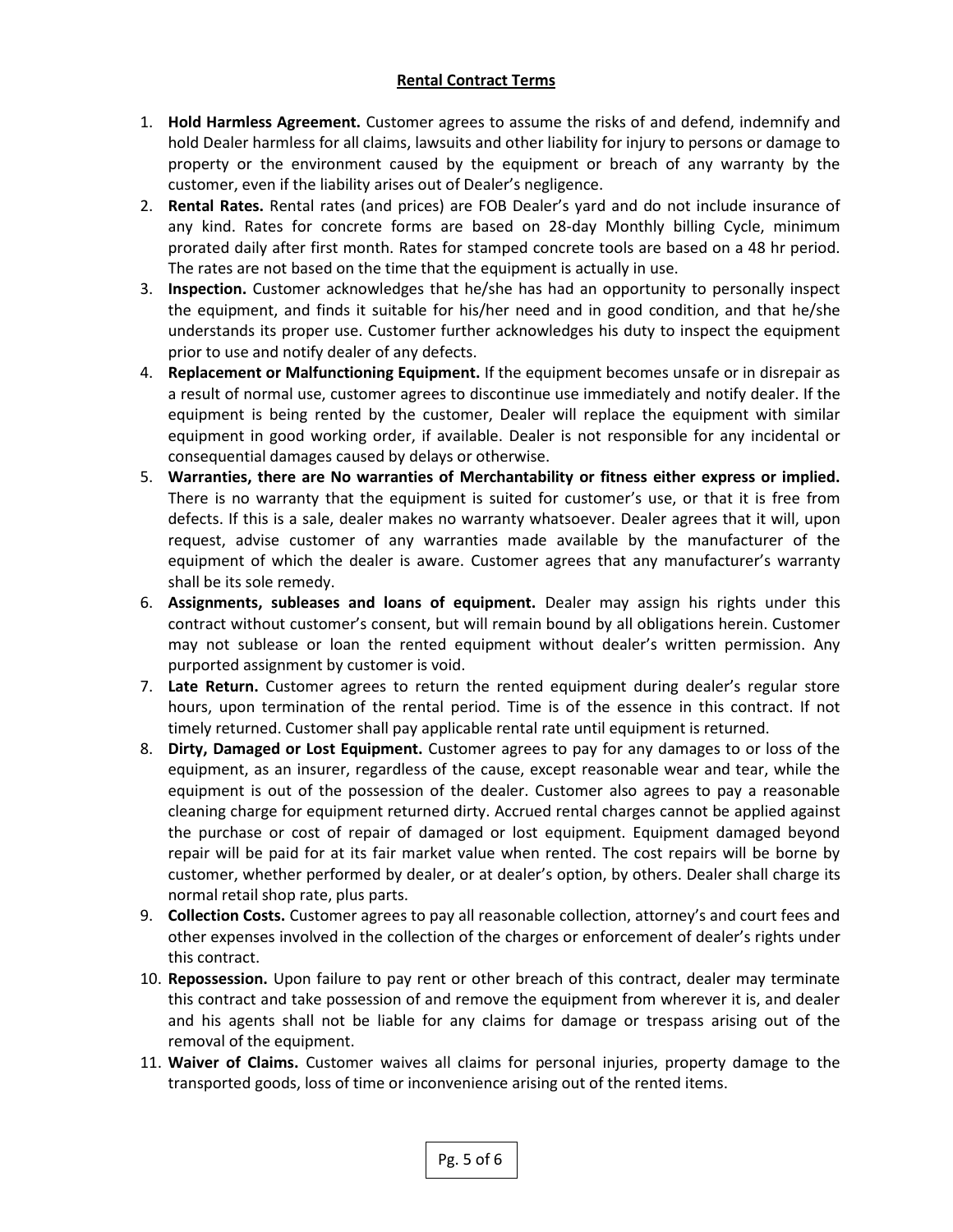## Rental Contract Terms

1. **Hold Harmless Agreement.** Customer agrees to assume the risks of and defend, indemnify and hold Dealer harmless for all claims, lawsuits and other liability for injury to persons or damage to property or the environment caused by the equipment or breach of any warranty by the customer, even if the liability arises out of Dealer's negligence.
2. **Rental Rates.** Rental rates (and prices) are FOB Dealer's yard and do not include insurance of any kind. Rates for concrete forms are based on 28-day Monthly billing Cycle, minimum prorated daily after first month. Rates for stamped concrete tools are based on a 48 hr period. The rates are not based on the time that the equipment is actually in use.
3. **Inspection.** Customer acknowledges that he/she has had an opportunity to personally inspect the equipment, and finds it suitable for his/her need and in good condition, and that he/she understands its proper use. Customer further acknowledges his duty to inspect the equipment prior to use and notify dealer of any defects.
4. **Replacement or Malfunctioning Equipment.** If the equipment becomes unsafe or in disrepair as a result of normal use, customer agrees to discontinue use immediately and notify dealer. If the equipment is being rented by the customer, Dealer will replace the equipment with similar equipment in good working order, if available. Dealer is not responsible for any incidental or consequential damages caused by delays or otherwise.
5. **Warranties, there are No warranties of Merchantability or fitness either express or implied.** There is no warranty that the equipment is suited for customer's use, or that it is free from defects. If this is a sale, dealer makes no warranty whatsoever. Dealer agrees that it will, upon request, advise customer of any warranties made available by the manufacturer of the equipment of which the dealer is aware. Customer agrees that any manufacturer's warranty shall be its sole remedy.
6. **Assignments, subleases and loans of equipment.** Dealer may assign his rights under this contract without customer's consent, but will remain bound by all obligations herein. Customer may not sublease or loan the rented equipment without dealer's written permission. Any purported assignment by customer is void.
7. **Late Return.** Customer agrees to return the rented equipment during dealer's regular store hours, upon termination of the rental period. Time is of the essence in this contract. If not timely returned. Customer shall pay applicable rental rate until equipment is returned.
8. **Dirty, Damaged or Lost Equipment.** Customer agrees to pay for any damages to or loss of the equipment, as an insurer, regardless of the cause, except reasonable wear and tear, while the equipment is out of the possession of the dealer. Customer also agrees to pay a reasonable cleaning charge for equipment returned dirty. Accrued rental charges cannot be applied against the purchase or cost of repair of damaged or lost equipment. Equipment damaged beyond repair will be paid for at its fair market value when rented. The cost repairs will be borne by customer, whether performed by dealer, or at dealer's option, by others. Dealer shall charge its normal retail shop rate, plus parts.
9. **Collection Costs.** Customer agrees to pay all reasonable collection, attorney's and court fees and other expenses involved in the collection of the charges or enforcement of dealer's rights under this contract.
10. **Repossession.** Upon failure to pay rent or other breach of this contract, dealer may terminate this contract and take possession of and remove the equipment from wherever it is, and dealer and his agents shall not be liable for any claims for damage or trespass arising out of the removal of the equipment.
11. **Waiver of Claims.** Customer waives all claims for personal injuries, property damage to the transported goods, loss of time or inconvenience arising out of the rented items.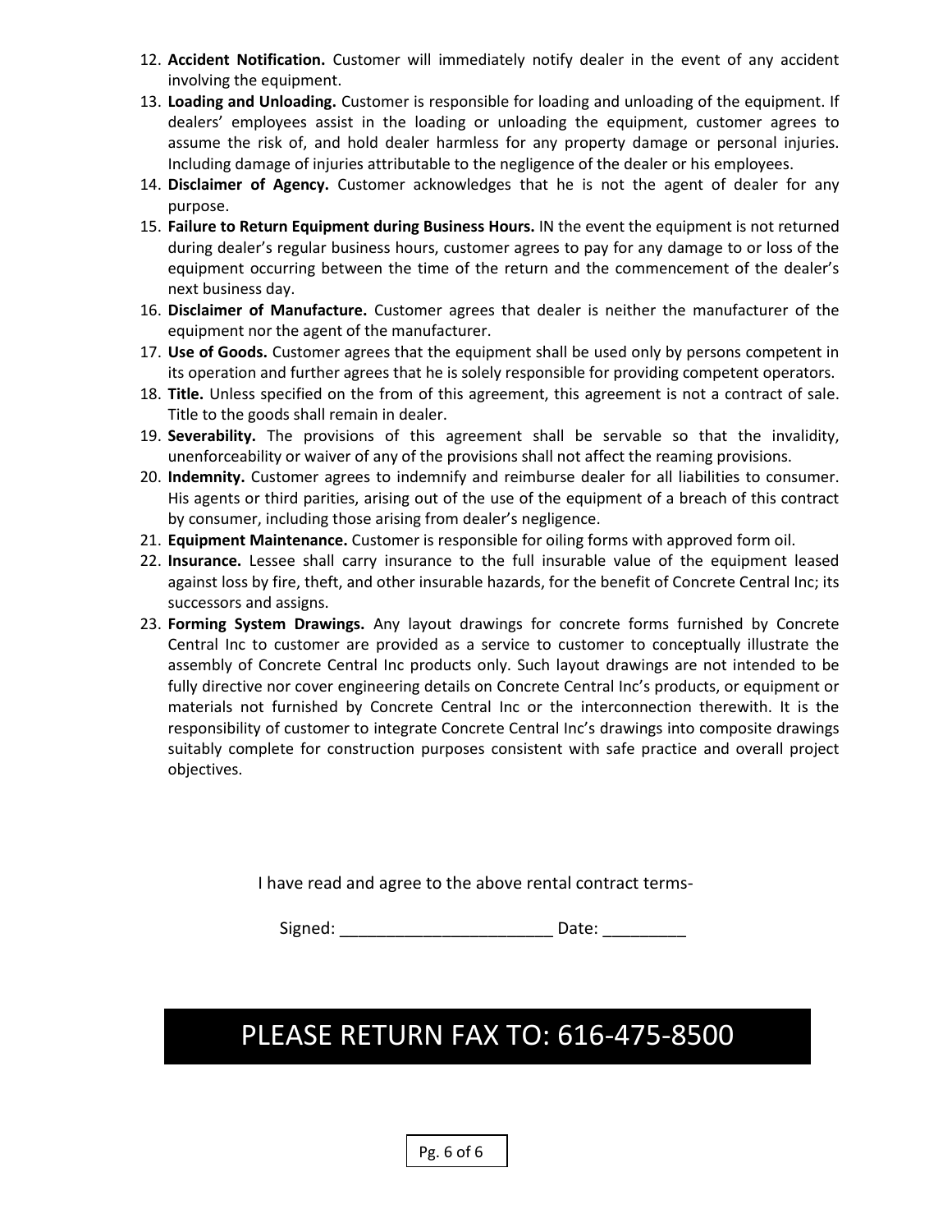12. **Accident Notification.** Customer will immediately notify dealer in the event of any accident involving the equipment.
13. **Loading and Unloading.** Customer is responsible for loading and unloading of the equipment. If dealers' employees assist in the loading or unloading the equipment, customer agrees to assume the risk of, and hold dealer harmless for any property damage or personal injuries. Including damage of injuries attributable to the negligence of the dealer or his employees.
14. **Disclaimer of Agency.** Customer acknowledges that he is not the agent of dealer for any purpose.
15. **Failure to Return Equipment during Business Hours.** IN the event the equipment is not returned during dealer's regular business hours, customer agrees to pay for any damage to or loss of the equipment occurring between the time of the return and the commencement of the dealer's next business day.
16. **Disclaimer of Manufacture.** Customer agrees that dealer is neither the manufacturer of the equipment nor the agent of the manufacturer.
17. **Use of Goods.** Customer agrees that the equipment shall be used only by persons competent in its operation and further agrees that he is solely responsible for providing competent operators.
18. **Title.** Unless specified on the from of this agreement, this agreement is not a contract of sale. Title to the goods shall remain in dealer.
19. **Severability.** The provisions of this agreement shall be servable so that the invalidity, unenforceability or waiver of any of the provisions shall not affect the reaming provisions.
20. **Indemnity.** Customer agrees to indemnify and reimburse dealer for all liabilities to consumer. His agents or third parities, arising out of the use of the equipment of a breach of this contract by consumer, including those arising from dealer's negligence.
21. **Equipment Maintenance.** Customer is responsible for oiling forms with approved form oil.
22. **Insurance.** Lessee shall carry insurance to the full insurable value of the equipment leased against loss by fire, theft, and other insurable hazards, for the benefit of Concrete Central Inc; its successors and assigns.
23. **Forming System Drawings.** Any layout drawings for concrete forms furnished by Concrete Central Inc to customer are provided as a service to customer to conceptually illustrate the assembly of Concrete Central Inc products only. Such layout drawings are not intended to be fully directive nor cover engineering details on Concrete Central Inc's products, or equipment or materials not furnished by Concrete Central Inc or the interconnection therewith. It is the responsibility of customer to integrate Concrete Central Inc's drawings into composite drawings suitably complete for construction purposes consistent with safe practice and overall project objectives.

I have read and agree to the above rental contract terms-

Signed: _______________________ Date: _________

**PLEASE RETURN FAX TO: 616-475-8500**